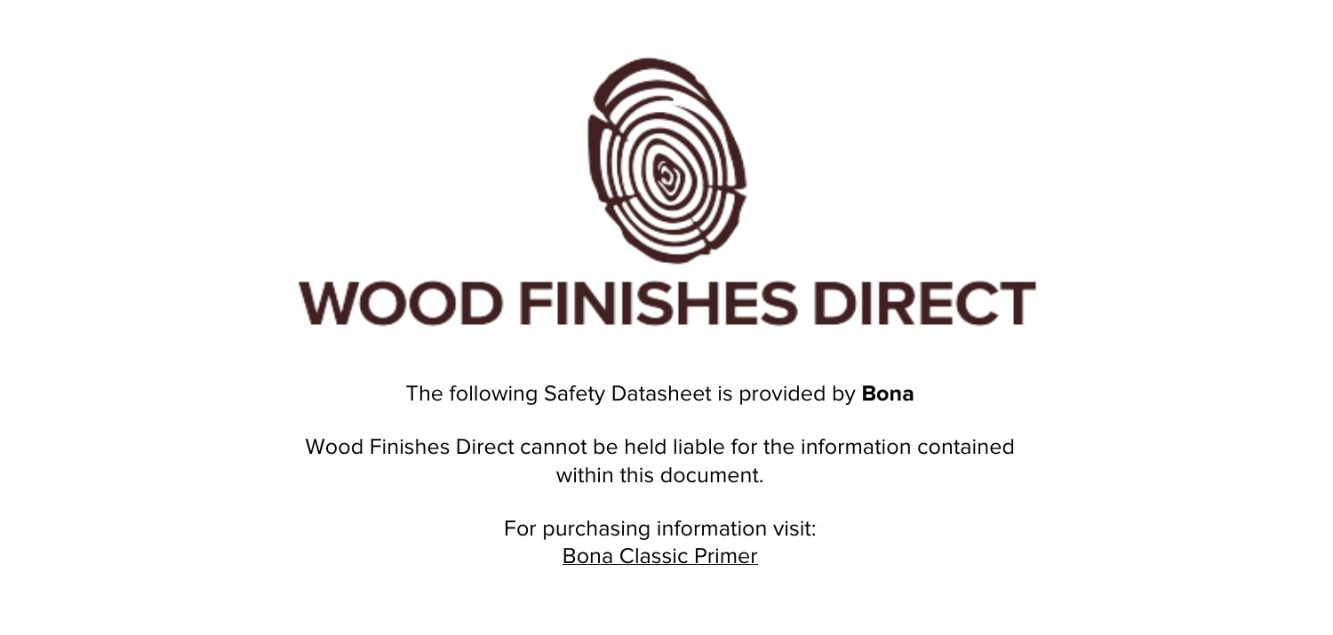# WOOD FINISHES DIRECT

The following Safety Datasheet is provided by **Bona**

Wood Finishes Direct cannot be held liable for the information contained within this document.

For purchasing information visit:
Bona Classic Primer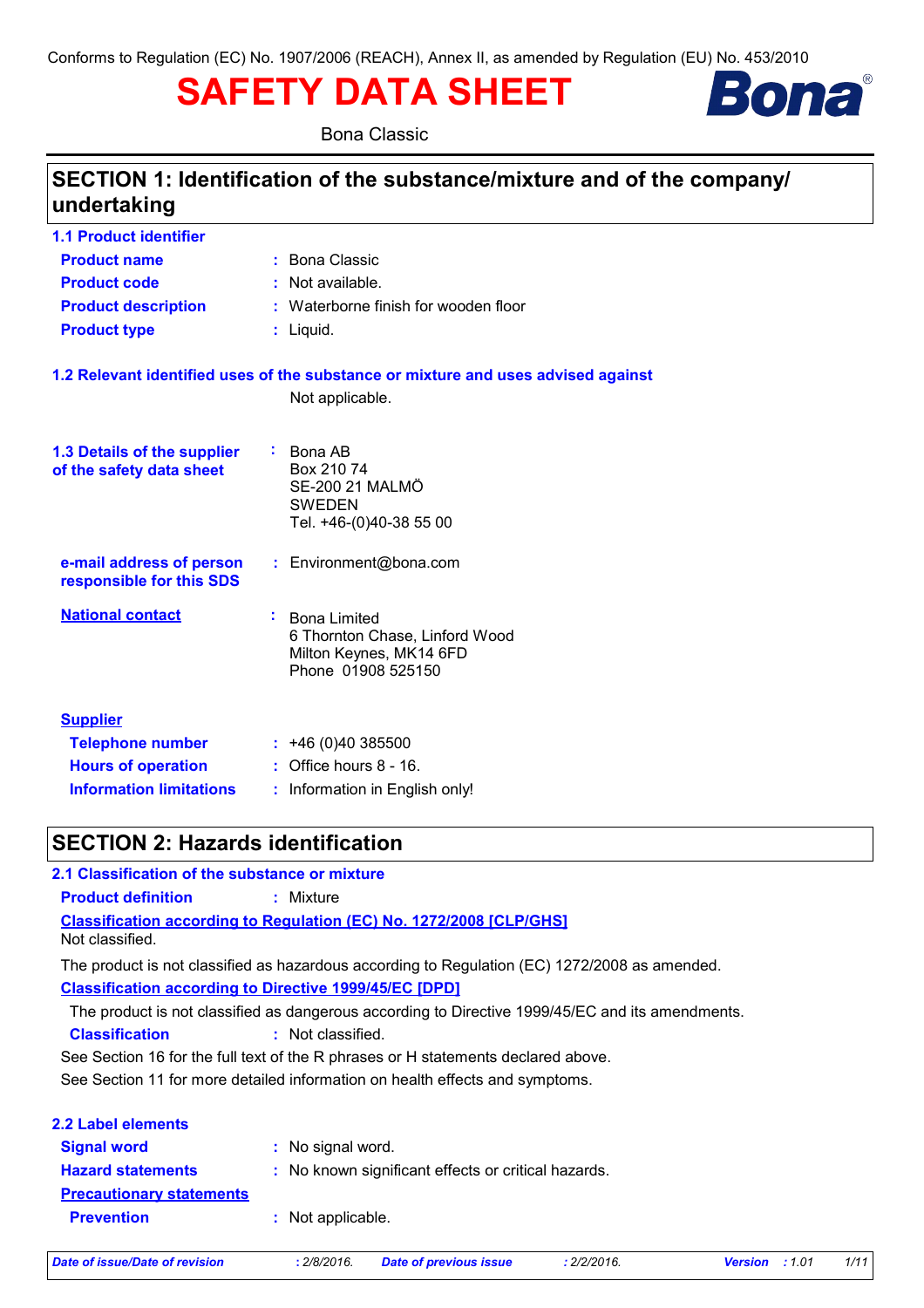Conforms to Regulation (EC) No. 1907/2006 (REACH), Annex II, as amended by Regulation (EU) No. 453/2010

# SAFETY DATA SHEET

Bona Classic

## SECTION 1: Identification of the substance/mixture and of the company/ undertaking

### 1.1 Product identifier

**Product name** : Bona Classic

**Product code** : Not available.

**Product description** : Waterborne finish for wooden floor

**Product type** : Liquid.

### 1.2 Relevant identified uses of the substance or mixture and uses advised against

Not applicable.

### 1.3 Details of the supplier of the safety data sheet

: Bona AB
Box 210 74
SE-200 21 MALMÖ
SWEDEN
Tel. +46-(0)40-38 55 00

**e-mail address of person responsible for this SDS** : Environment@bona.com

**National contact** : Bona Limited
6 Thornton Chase, Linford Wood
Milton Keynes, MK14 6FD
Phone 01908 525150

**Supplier**

**Telephone number** : +46 (0)40 385500

**Hours of operation** : Office hours 8 - 16.

**Information limitations** : Information in English only!

## SECTION 2: Hazards identification

### 2.1 Classification of the substance or mixture

**Product definition** : Mixture

**Classification according to Regulation (EC) No. 1272/2008 [CLP/GHS]**

Not classified.

The product is not classified as hazardous according to Regulation (EC) 1272/2008 as amended.

**Classification according to Directive 1999/45/EC [DPD]**

The product is not classified as dangerous according to Directive 1999/45/EC and its amendments.

**Classification** : Not classified.

See Section 16 for the full text of the R phrases or H statements declared above.

See Section 11 for more detailed information on health effects and symptoms.

### 2.2 Label elements

**Signal word** : No signal word.

**Hazard statements** : No known significant effects or critical hazards.

**Precautionary statements**

**Prevention** : Not applicable.

*Date of issue/Date of revision* : 2/8/2016. *Date of previous issue* : 2/2/2016. *Version* : 1.01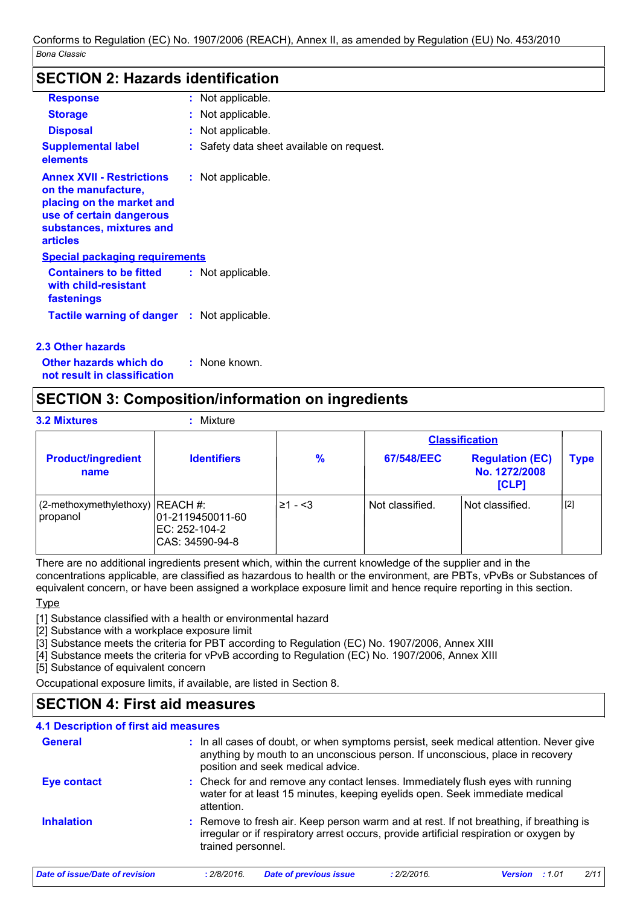## SECTION 2: Hazards identification

| | | |
|---|---|---|
| **Response** | : | Not applicable. |
| **Storage** | : | Not applicable. |
| **Disposal** | : | Not applicable. |
| **Supplemental label elements** | : | Safety data sheet available on request. |
| **Annex XVII - Restrictions on the manufacture, placing on the market and use of certain dangerous substances, mixtures and articles** | : | Not applicable. |

**Special packaging requirements**

| | | |
|---|---|---|
| **Containers to be fitted with child-resistant fastenings** | : | Not applicable. |
| **Tactile warning of danger** | : | Not applicable. |

### 2.3 Other hazards

**Other hazards which do not result in classification** : None known.

## SECTION 3: Composition/information on ingredients

**3.2 Mixtures** : Mixture

| Product/ingredient name | Identifiers | % | Classification | | Type |
|---|---|---|---|---|---|
| | | | 67/548/EEC | Regulation (EC) No. 1272/2008 [CLP] | |
| (2-methoxymethylethoxy) propanol | REACH #: 01-2119450011-60 EC: 252-104-2 CAS: 34590-94-8 | ≥1 - <3 | Not classified. | Not classified. | [2] |

There are no additional ingredients present which, within the current knowledge of the supplier and in the concentrations applicable, are classified as hazardous to health or the environment, are PBTs, vPvBs or Substances of equivalent concern, or have been assigned a workplace exposure limit and hence require reporting in this section.

Type

[1] Substance classified with a health or environmental hazard
[2] Substance with a workplace exposure limit
[3] Substance meets the criteria for PBT according to Regulation (EC) No. 1907/2006, Annex XIII
[4] Substance meets the criteria for vPvB according to Regulation (EC) No. 1907/2006, Annex XIII
[5] Substance of equivalent concern

Occupational exposure limits, if available, are listed in Section 8.

## SECTION 4: First aid measures

### 4.1 Description of first aid measures

| | | |
|---|---|---|
| **General** | : | In all cases of doubt, or when symptoms persist, seek medical attention. Never give anything by mouth to an unconscious person. If unconscious, place in recovery position and seek medical advice. |
| **Eye contact** | : | Check for and remove any contact lenses. Immediately flush eyes with running water for at least 15 minutes, keeping eyelids open. Seek immediate medical attention. |
| **Inhalation** | : | Remove to fresh air. Keep person warm and at rest. If not breathing, if breathing is irregular or if respiratory arrest occurs, provide artificial respiration or oxygen by trained personnel. |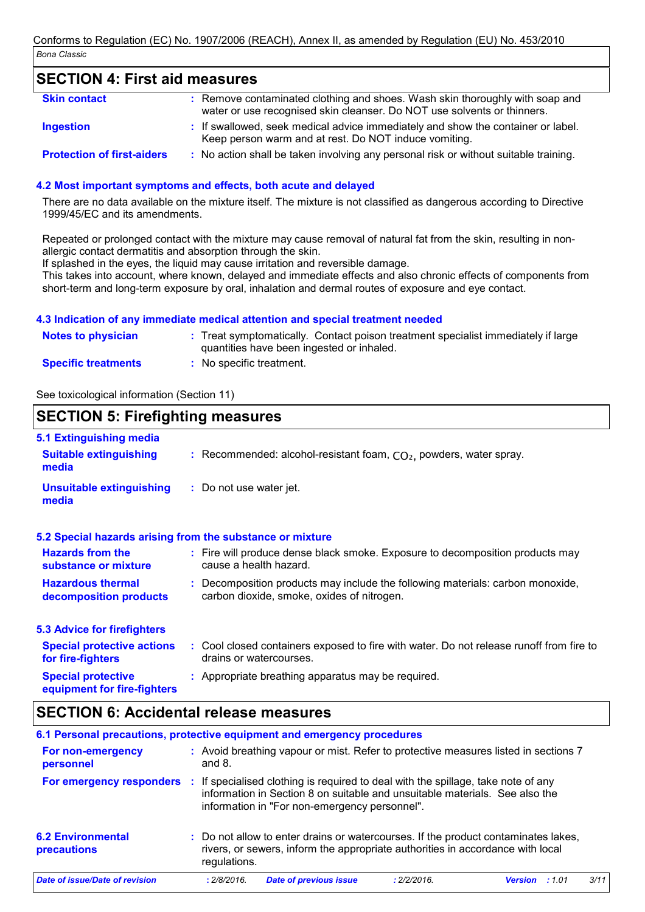## SECTION 4: First aid measures

**Skin contact** : Remove contaminated clothing and shoes. Wash skin thoroughly with soap and water or use recognised skin cleanser. Do NOT use solvents or thinners.

**Ingestion** : If swallowed, seek medical advice immediately and show the container or label. Keep person warm and at rest. Do NOT induce vomiting.

**Protection of first-aiders** : No action shall be taken involving any personal risk or without suitable training.

### 4.2 Most important symptoms and effects, both acute and delayed

There are no data available on the mixture itself. The mixture is not classified as dangerous according to Directive 1999/45/EC and its amendments.

Repeated or prolonged contact with the mixture may cause removal of natural fat from the skin, resulting in non-allergic contact dermatitis and absorption through the skin.
If splashed in the eyes, the liquid may cause irritation and reversible damage.
This takes into account, where known, delayed and immediate effects and also chronic effects of components from short-term and long-term exposure by oral, inhalation and dermal routes of exposure and eye contact.

### 4.3 Indication of any immediate medical attention and special treatment needed

**Notes to physician** : Treat symptomatically. Contact poison treatment specialist immediately if large quantities have been ingested or inhaled.

**Specific treatments** : No specific treatment.

See toxicological information (Section 11)

## SECTION 5: Firefighting measures

### 5.1 Extinguishing media

**Suitable extinguishing media** : Recommended: alcohol-resistant foam, $CO_2$, powders, water spray.

**Unsuitable extinguishing media** : Do not use water jet.

### 5.2 Special hazards arising from the substance or mixture

**Hazards from the substance or mixture** : Fire will produce dense black smoke. Exposure to decomposition products may cause a health hazard.

**Hazardous thermal decomposition products** : Decomposition products may include the following materials: carbon monoxide, carbon dioxide, smoke, oxides of nitrogen.

### 5.3 Advice for firefighters

**Special protective actions for fire-fighters** : Cool closed containers exposed to fire with water. Do not release runoff from fire to drains or watercourses.

**Special protective equipment for fire-fighters** : Appropriate breathing apparatus may be required.

## SECTION 6: Accidental release measures

### 6.1 Personal precautions, protective equipment and emergency procedures

**For non-emergency personnel** : Avoid breathing vapour or mist. Refer to protective measures listed in sections 7 and 8.

**For emergency responders** : If specialised clothing is required to deal with the spillage, take note of any information in Section 8 on suitable and unsuitable materials. See also the information in "For non-emergency personnel".

### 6.2 Environmental precautions

: Do not allow to enter drains or watercourses. If the product contaminates lakes, rivers, or sewers, inform the appropriate authorities in accordance with local regulations.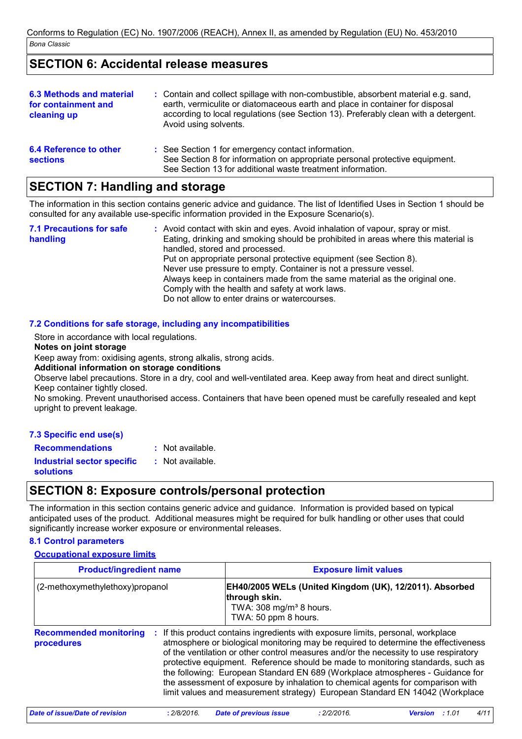## SECTION 6: Accidental release measures

**6.3 Methods and material for containment and cleaning up** : Contain and collect spillage with non-combustible, absorbent material e.g. sand, earth, vermiculite or diatomaceous earth and place in container for disposal according to local regulations (see Section 13). Preferably clean with a detergent. Avoid using solvents.

**6.4 Reference to other sections** : See Section 1 for emergency contact information.
See Section 8 for information on appropriate personal protective equipment.
See Section 13 for additional waste treatment information.

## SECTION 7: Handling and storage

The information in this section contains generic advice and guidance. The list of Identified Uses in Section 1 should be consulted for any available use-specific information provided in the Exposure Scenario(s).

**7.1 Precautions for safe handling** : Avoid contact with skin and eyes. Avoid inhalation of vapour, spray or mist.
Eating, drinking and smoking should be prohibited in areas where this material is handled, stored and processed.
Put on appropriate personal protective equipment (see Section 8).
Never use pressure to empty. Container is not a pressure vessel.
Always keep in containers made from the same material as the original one.
Comply with the health and safety at work laws.
Do not allow to enter drains or watercourses.

### 7.2 Conditions for safe storage, including any incompatibilities

Store in accordance with local regulations.

**Notes on joint storage**

Keep away from: oxidising agents, strong alkalis, strong acids.

**Additional information on storage conditions**

Observe label precautions. Store in a dry, cool and well-ventilated area. Keep away from heat and direct sunlight. Keep container tightly closed.
No smoking. Prevent unauthorised access. Containers that have been opened must be carefully resealed and kept upright to prevent leakage.

### 7.3 Specific end use(s)

**Recommendations** : Not available.

**Industrial sector specific solutions** : Not available.

## SECTION 8: Exposure controls/personal protection

The information in this section contains generic advice and guidance. Information is provided based on typical anticipated uses of the product. Additional measures might be required for bulk handling or other uses that could significantly increase worker exposure or environmental releases.

### 8.1 Control parameters

**Occupational exposure limits**

| Product/ingredient name | Exposure limit values |
|---|---|
| (2-methoxymethylethoxy)propanol | **EH40/2005 WELs (United Kingdom (UK), 12/2011). Absorbed through skin.**<br>TWA: 308 mg/m³ 8 hours.<br>TWA: 50 ppm 8 hours. |

**Recommended monitoring procedures** : If this product contains ingredients with exposure limits, personal, workplace atmosphere or biological monitoring may be required to determine the effectiveness of the ventilation or other control measures and/or the necessity to use respiratory protective equipment. Reference should be made to monitoring standards, such as the following: European Standard EN 689 (Workplace atmospheres - Guidance for the assessment of exposure by inhalation to chemical agents for comparison with limit values and measurement strategy) European Standard EN 14042 (Workplace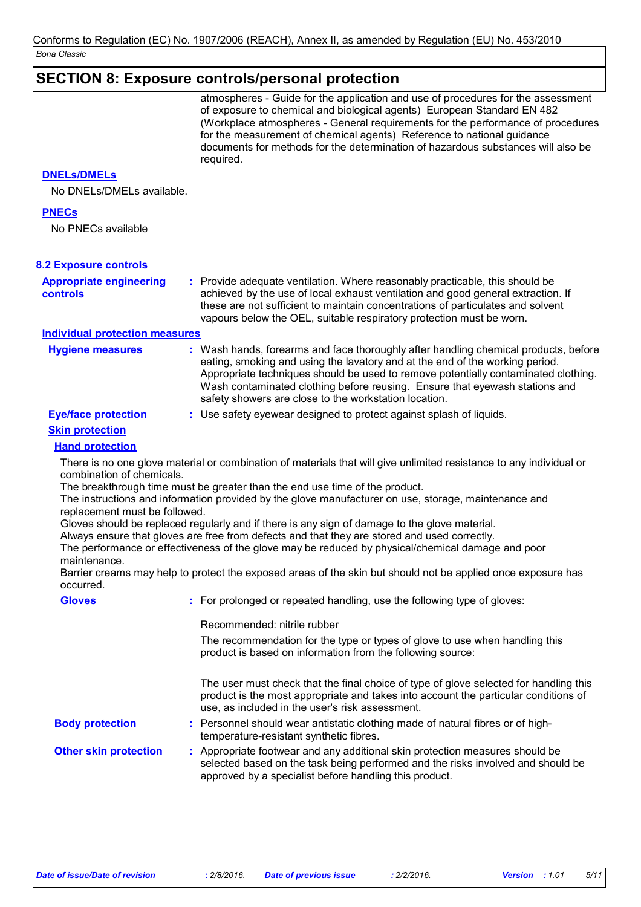## SECTION 8: Exposure controls/personal protection

atmospheres - Guide for the application and use of procedures for the assessment of exposure to chemical and biological agents) European Standard EN 482 (Workplace atmospheres - General requirements for the performance of procedures for the measurement of chemical agents) Reference to national guidance documents for methods for the determination of hazardous substances will also be required.

**DNELs/DMELs**

No DNELs/DMELs available.

**PNECs**

No PNECs available

### 8.2 Exposure controls

**Appropriate engineering controls** : Provide adequate ventilation. Where reasonably practicable, this should be achieved by the use of local exhaust ventilation and good general extraction. If these are not sufficient to maintain concentrations of particulates and solvent vapours below the OEL, suitable respiratory protection must be worn.

**Individual protection measures**

**Hygiene measures** : Wash hands, forearms and face thoroughly after handling chemical products, before eating, smoking and using the lavatory and at the end of the working period. Appropriate techniques should be used to remove potentially contaminated clothing. Wash contaminated clothing before reusing. Ensure that eyewash stations and safety showers are close to the workstation location.

**Eye/face protection** : Use safety eyewear designed to protect against splash of liquids.

**Skin protection**

**Hand protection**

There is no one glove material or combination of materials that will give unlimited resistance to any individual or combination of chemicals.
The breakthrough time must be greater than the end use time of the product.
The instructions and information provided by the glove manufacturer on use, storage, maintenance and replacement must be followed.
Gloves should be replaced regularly and if there is any sign of damage to the glove material.
Always ensure that gloves are free from defects and that they are stored and used correctly.
The performance or effectiveness of the glove may be reduced by physical/chemical damage and poor maintenance.
Barrier creams may help to protect the exposed areas of the skin but should not be applied once exposure has occurred.

**Gloves** : For prolonged or repeated handling, use the following type of gloves:

Recommended: nitrile rubber

The recommendation for the type or types of glove to use when handling this product is based on information from the following source:

The user must check that the final choice of type of glove selected for handling this product is the most appropriate and takes into account the particular conditions of use, as included in the user's risk assessment.

**Body protection** : Personnel should wear antistatic clothing made of natural fibres or of high-temperature-resistant synthetic fibres.

**Other skin protection** : Appropriate footwear and any additional skin protection measures should be selected based on the task being performed and the risks involved and should be approved by a specialist before handling this product.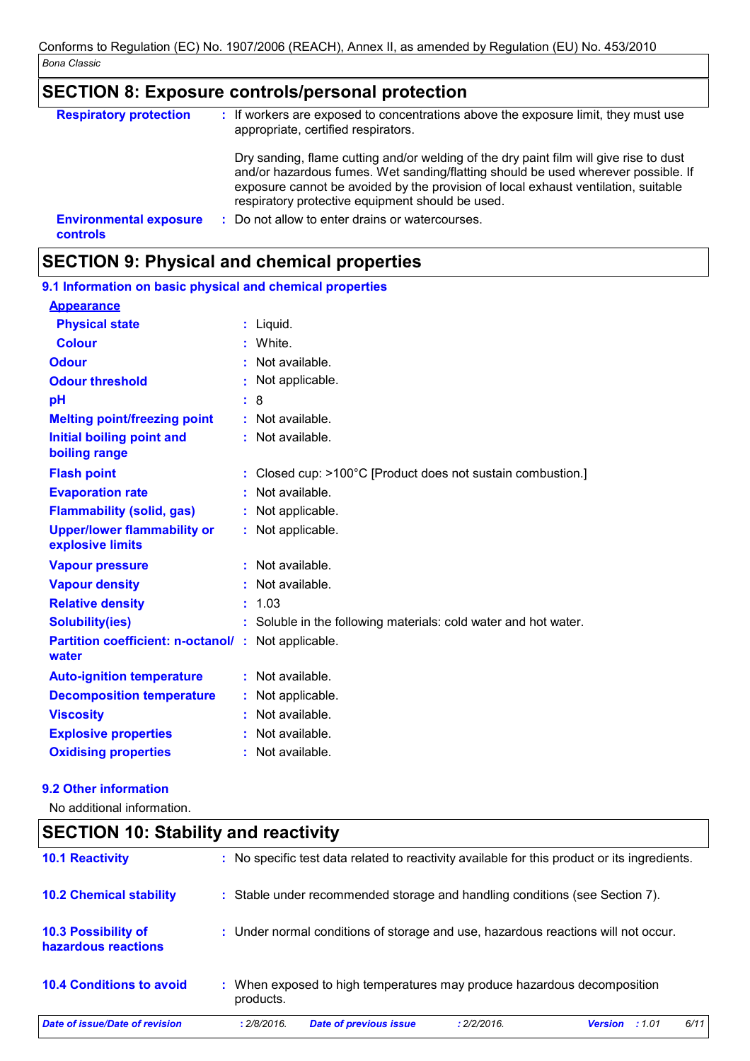## SECTION 8: Exposure controls/personal protection

**Respiratory protection** : If workers are exposed to concentrations above the exposure limit, they must use appropriate, certified respirators.

Dry sanding, flame cutting and/or welding of the dry paint film will give rise to dust and/or hazardous fumes. Wet sanding/flatting should be used wherever possible. If exposure cannot be avoided by the provision of local exhaust ventilation, suitable respiratory protective equipment should be used.

**Environmental exposure controls** : Do not allow to enter drains or watercourses.

## SECTION 9: Physical and chemical properties

### 9.1 Information on basic physical and chemical properties

**Appearance**

| Property | Value |
| --- | --- |
| Physical state | Liquid. |
| Colour | White. |
| Odour | Not available. |
| Odour threshold | Not applicable. |
| pH | 8 |
| Melting point/freezing point | Not available. |
| Initial boiling point and boiling range | Not available. |
| Flash point | Closed cup: >100°C [Product does not sustain combustion.] |
| Evaporation rate | Not available. |
| Flammability (solid, gas) | Not applicable. |
| Upper/lower flammability or explosive limits | Not applicable. |
| Vapour pressure | Not available. |
| Vapour density | Not available. |
| Relative density | 1.03 |
| Solubility(ies) | Soluble in the following materials: cold water and hot water. |
| Partition coefficient: n-octanol/ water | Not applicable. |
| Auto-ignition temperature | Not available. |
| Decomposition temperature | Not applicable. |
| Viscosity | Not available. |
| Explosive properties | Not available. |
| Oxidising properties | Not available. |

### 9.2 Other information

No additional information.

## SECTION 10: Stability and reactivity

**10.1 Reactivity** : No specific test data related to reactivity available for this product or its ingredients.

**10.2 Chemical stability** : Stable under recommended storage and handling conditions (see Section 7).

**10.3 Possibility of hazardous reactions** : Under normal conditions of storage and use, hazardous reactions will not occur.

**10.4 Conditions to avoid** : When exposed to high temperatures may produce hazardous decomposition products.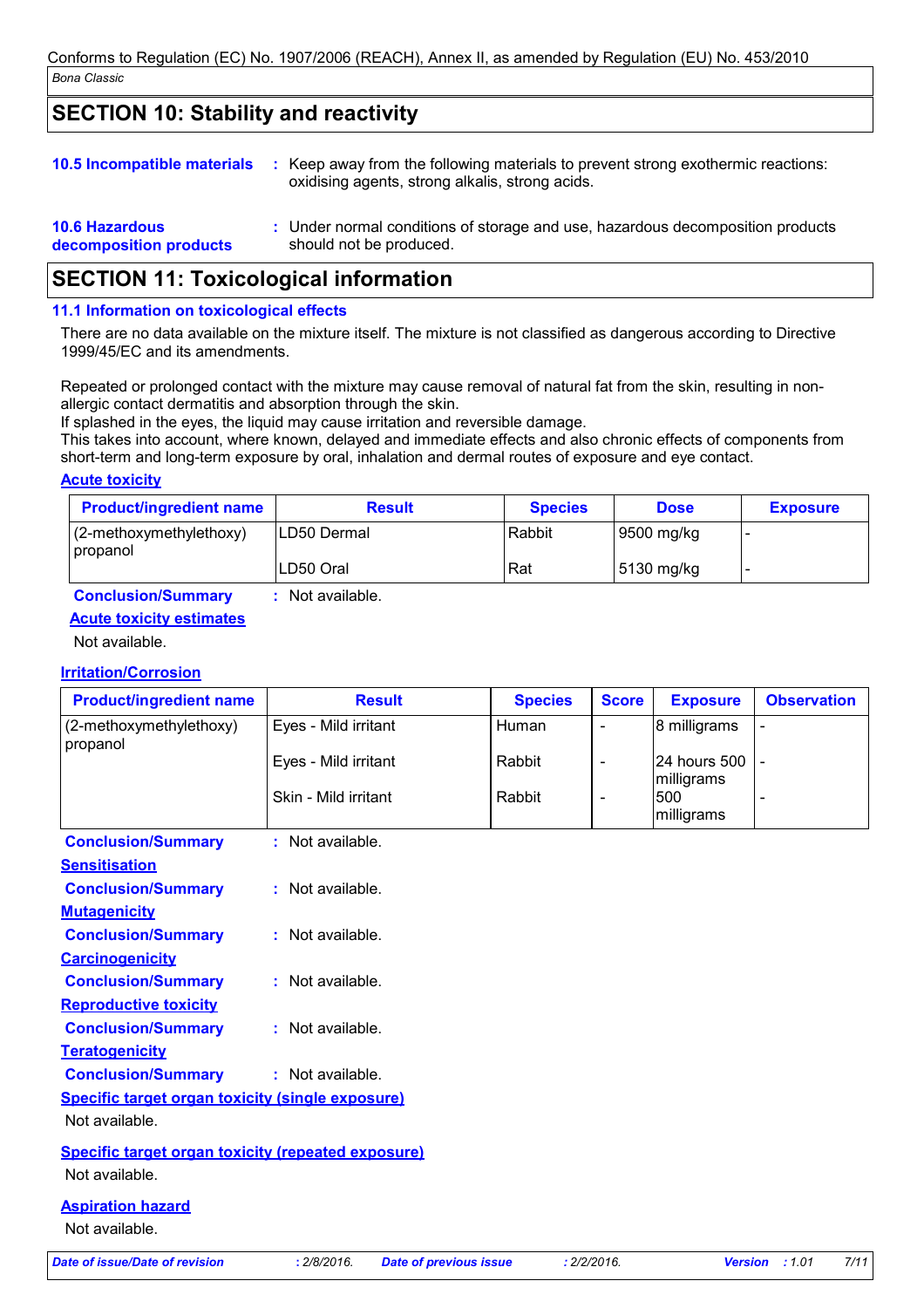## SECTION 10: Stability and reactivity

**10.5 Incompatible materials** : Keep away from the following materials to prevent strong exothermic reactions: oxidising agents, strong alkalis, strong acids.

**10.6 Hazardous decomposition products** : Under normal conditions of storage and use, hazardous decomposition products should not be produced.

## SECTION 11: Toxicological information

### 11.1 Information on toxicological effects

There are no data available on the mixture itself. The mixture is not classified as dangerous according to Directive 1999/45/EC and its amendments.

Repeated or prolonged contact with the mixture may cause removal of natural fat from the skin, resulting in non-allergic contact dermatitis and absorption through the skin.
If splashed in the eyes, the liquid may cause irritation and reversible damage.
This takes into account, where known, delayed and immediate effects and also chronic effects of components from short-term and long-term exposure by oral, inhalation and dermal routes of exposure and eye contact.

**Acute toxicity**

| Product/ingredient name | Result | Species | Dose | Exposure |
|---|---|---|---|---|
| (2-methoxymethylethoxy) propanol | LD50 Dermal | Rabbit | 9500 mg/kg | - |
| | LD50 Oral | Rat | 5130 mg/kg | - |

**Conclusion/Summary** : Not available.

**Acute toxicity estimates**

Not available.

**Irritation/Corrosion**

| Product/ingredient name | Result | Species | Score | Exposure | Observation |
|---|---|---|---|---|---|
| (2-methoxymethylethoxy) propanol | Eyes - Mild irritant | Human | - | 8 milligrams | - |
| | Eyes - Mild irritant | Rabbit | - | 24 hours 500 milligrams | - |
| | Skin - Mild irritant | Rabbit | - | 500 milligrams | - |

**Conclusion/Summary** : Not available.

**Sensitisation**

**Conclusion/Summary** : Not available.

**Mutagenicity**

**Conclusion/Summary** : Not available.

**Carcinogenicity**

**Conclusion/Summary** : Not available.

**Reproductive toxicity**

**Conclusion/Summary** : Not available.

**Teratogenicity**

**Conclusion/Summary** : Not available.

**Specific target organ toxicity (single exposure)**

Not available.

**Specific target organ toxicity (repeated exposure)**

Not available.

**Aspiration hazard**

Not available.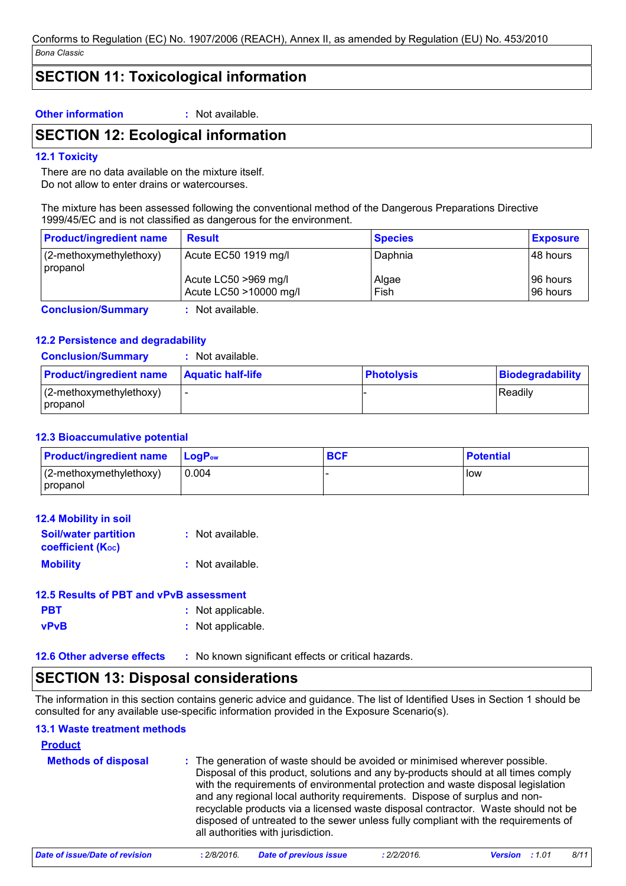## SECTION 11: Toxicological information

**Other information** : Not available.

## SECTION 12: Ecological information

### 12.1 Toxicity

There are no data available on the mixture itself.
Do not allow to enter drains or watercourses.

The mixture has been assessed following the conventional method of the Dangerous Preparations Directive 1999/45/EC and is not classified as dangerous for the environment.

| Product/ingredient name | Result | Species | Exposure |
|---|---|---|---|
| (2-methoxymethylethoxy) propanol | Acute EC50 1919 mg/l | Daphnia | 48 hours |
| | Acute LC50 >969 mg/l | Algae | 96 hours |
| | Acute LC50 >10000 mg/l | Fish | 96 hours |

**Conclusion/Summary** : Not available.

### 12.2 Persistence and degradability

**Conclusion/Summary** : Not available.

| Product/ingredient name | Aquatic half-life | Photolysis | Biodegradability |
|---|---|---|---|
| (2-methoxymethylethoxy) propanol | - | - | Readily |

### 12.3 Bioaccumulative potential

| Product/ingredient name | $LogP_{ow}$ | BCF | Potential |
|---|---|---|---|
| (2-methoxymethylethoxy) propanol | 0.004 | - | low |

### 12.4 Mobility in soil

**Soil/water partition coefficient ($K_{oc}$)** : Not available.

**Mobility** : Not available.

### 12.5 Results of PBT and vPvB assessment

**PBT** : Not applicable.

**vPvB** : Not applicable.

**12.6 Other adverse effects** : No known significant effects or critical hazards.

## SECTION 13: Disposal considerations

The information in this section contains generic advice and guidance. The list of Identified Uses in Section 1 should be consulted for any available use-specific information provided in the Exposure Scenario(s).

### 13.1 Waste treatment methods

**Product**

**Methods of disposal** : The generation of waste should be avoided or minimised wherever possible. Disposal of this product, solutions and any by-products should at all times comply with the requirements of environmental protection and waste disposal legislation and any regional local authority requirements. Dispose of surplus and non-recyclable products via a licensed waste disposal contractor. Waste should not be disposed of untreated to the sewer unless fully compliant with the requirements of all authorities with jurisdiction.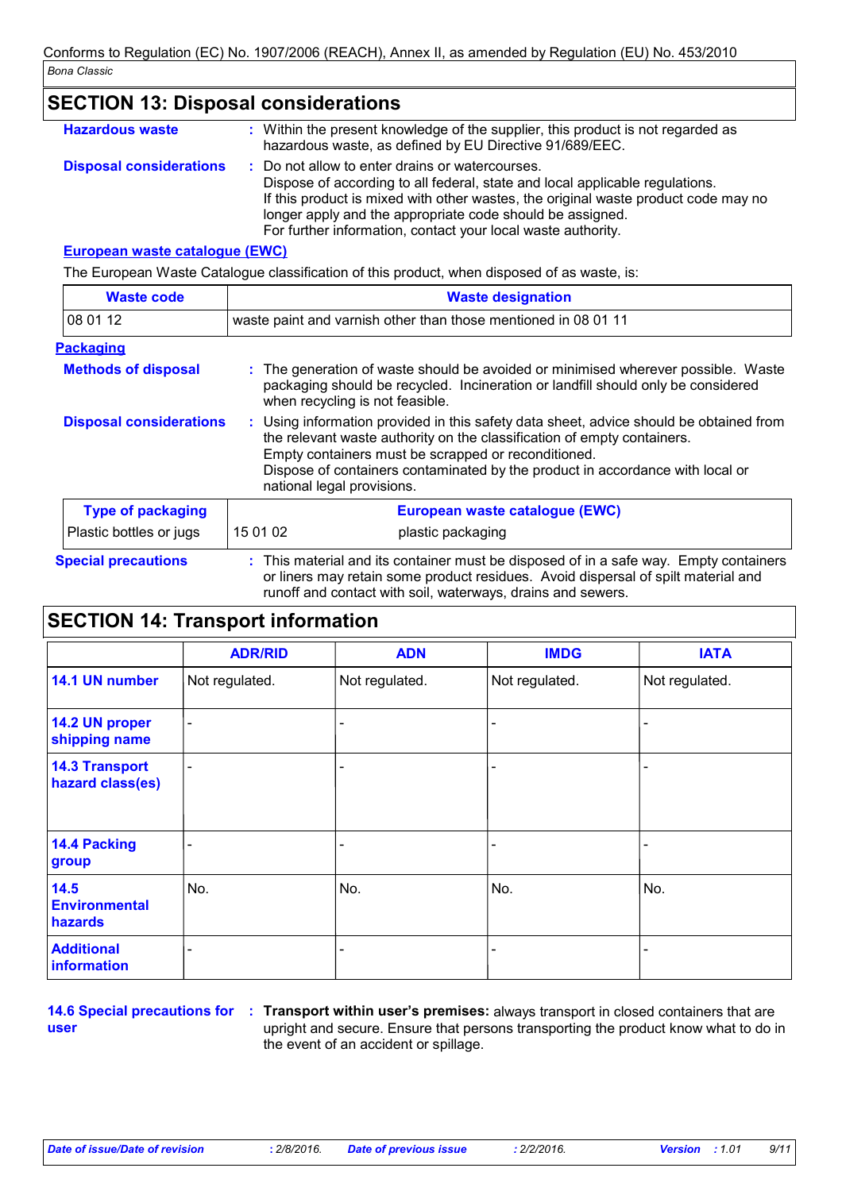## SECTION 13: Disposal considerations

**Hazardous waste** : Within the present knowledge of the supplier, this product is not regarded as hazardous waste, as defined by EU Directive 91/689/EEC.

**Disposal considerations** : Do not allow to enter drains or watercourses.
Dispose of according to all federal, state and local applicable regulations.
If this product is mixed with other wastes, the original waste product code may no longer apply and the appropriate code should be assigned.
For further information, contact your local waste authority.

**European waste catalogue (EWC)**

The European Waste Catalogue classification of this product, when disposed of as waste, is:

| Waste code | Waste designation |
|---|---|
| 08 01 12 | waste paint and varnish other than those mentioned in 08 01 11 |

**Packaging**

**Methods of disposal** : The generation of waste should be avoided or minimised wherever possible. Waste packaging should be recycled. Incineration or landfill should only be considered when recycling is not feasible.

**Disposal considerations** : Using information provided in this safety data sheet, advice should be obtained from the relevant waste authority on the classification of empty containers.
Empty containers must be scrapped or reconditioned.
Dispose of containers contaminated by the product in accordance with local or national legal provisions.

| Type of packaging | European waste catalogue (EWC) | |
|---|---|---|
| Plastic bottles or jugs | 15 01 02 | plastic packaging |

**Special precautions** : This material and its container must be disposed of in a safe way. Empty containers or liners may retain some product residues. Avoid dispersal of spilt material and runoff and contact with soil, waterways, drains and sewers.

## SECTION 14: Transport information

| | ADR/RID | ADN | IMDG | IATA |
|---|---|---|---|---|
| **14.1 UN number** | Not regulated. | Not regulated. | Not regulated. | Not regulated. |
| **14.2 UN proper shipping name** | - | - | - | - |
| **14.3 Transport hazard class(es)** | - | - | - | - |
| **14.4 Packing group** | - | - | - | - |
| **14.5 Environmental hazards** | No. | No. | No. | No. |
| **Additional information** | - | - | - | - |

**14.6 Special precautions for user** : **Transport within user's premises:** always transport in closed containers that are upright and secure. Ensure that persons transporting the product know what to do in the event of an accident or spillage.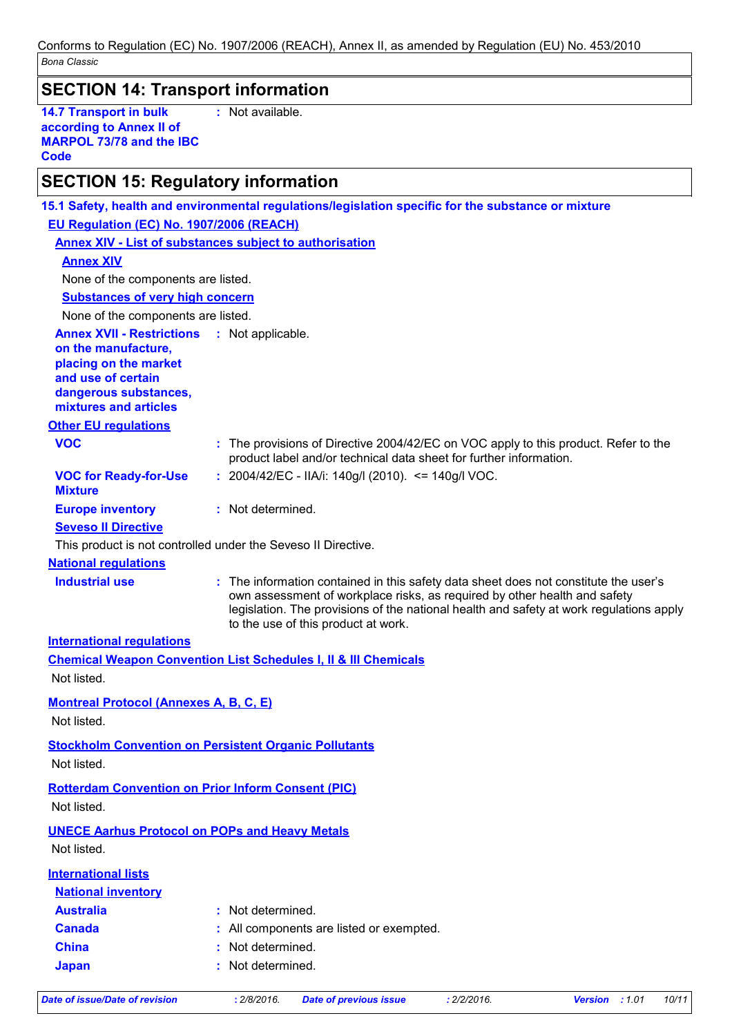## SECTION 14: Transport information

| | |
|---|---|
| **14.7 Transport in bulk according to Annex II of MARPOL 73/78 and the IBC Code** | : Not available. |

## SECTION 15: Regulatory information

### 15.1 Safety, health and environmental regulations/legislation specific for the substance or mixture

**EU Regulation (EC) No. 1907/2006 (REACH)**

**Annex XIV - List of substances subject to authorisation**

**Annex XIV**

None of the components are listed.

**Substances of very high concern**

None of the components are listed.

| | |
|---|---|
| **Annex XVII - Restrictions on the manufacture, placing on the market and use of certain dangerous substances, mixtures and articles** | : Not applicable. |

**Other EU regulations**

| | |
|---|---|
| **VOC** | : The provisions of Directive 2004/42/EC on VOC apply to this product. Refer to the product label and/or technical data sheet for further information. |
| **VOC for Ready-for-Use Mixture** | : 2004/42/EC - IIA/i: 140g/l (2010). <= 140g/l VOC. |
| **Europe inventory** | : Not determined. |

**Seveso II Directive**

This product is not controlled under the Seveso II Directive.

**National regulations**

| | |
|---|---|
| **Industrial use** | : The information contained in this safety data sheet does not constitute the user's own assessment of workplace risks, as required by other health and safety legislation. The provisions of the national health and safety at work regulations apply to the use of this product at work. |

**International regulations**

**Chemical Weapon Convention List Schedules I, II & III Chemicals**

Not listed.

**Montreal Protocol (Annexes A, B, C, E)**

Not listed.

**Stockholm Convention on Persistent Organic Pollutants**

Not listed.

**Rotterdam Convention on Prior Inform Consent (PIC)**

Not listed.

**UNECE Aarhus Protocol on POPs and Heavy Metals**

Not listed.

**International lists**

**National inventory**

| | |
|---|---|
| **Australia** | : Not determined. |
| **Canada** | : All components are listed or exempted. |
| **China** | : Not determined. |
| **Japan** | : Not determined. |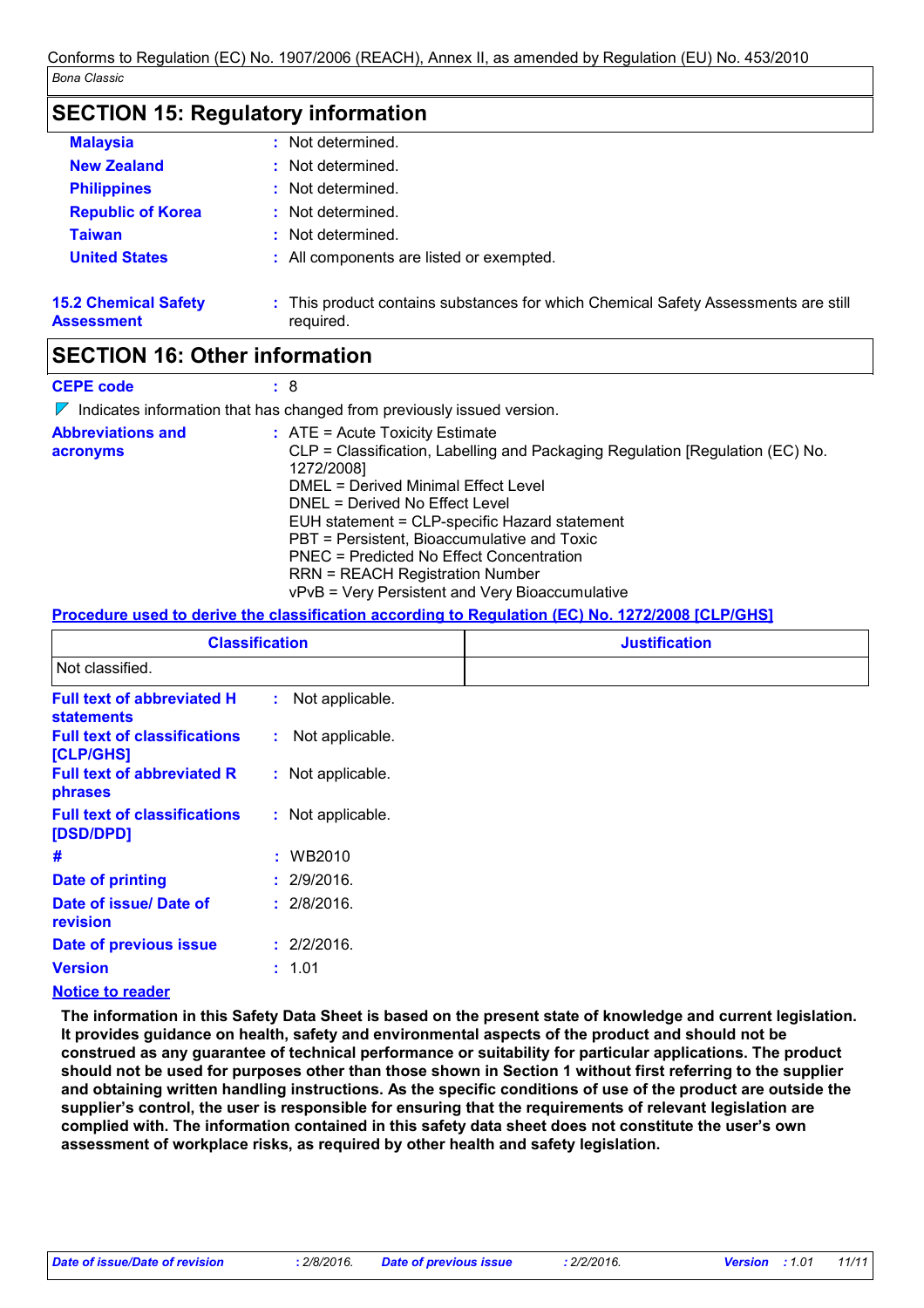## SECTION 15: Regulatory information

| | |
|---|---|
| **Malaysia** | : Not determined. |
| **New Zealand** | : Not determined. |
| **Philippines** | : Not determined. |
| **Republic of Korea** | : Not determined. |
| **Taiwan** | : Not determined. |
| **United States** | : All components are listed or exempted. |

**15.2 Chemical Safety Assessment** : This product contains substances for which Chemical Safety Assessments are still required.

## SECTION 16: Other information

**CEPE code** : 8

◤ Indicates information that has changed from previously issued version.

**Abbreviations and acronyms** :
ATE = Acute Toxicity Estimate
CLP = Classification, Labelling and Packaging Regulation [Regulation (EC) No. 1272/2008]
DMEL = Derived Minimal Effect Level
DNEL = Derived No Effect Level
EUH statement = CLP-specific Hazard statement
PBT = Persistent, Bioaccumulative and Toxic
PNEC = Predicted No Effect Concentration
RRN = REACH Registration Number
vPvB = Very Persistent and Very Bioaccumulative

**Procedure used to derive the classification according to Regulation (EC) No. 1272/2008 [CLP/GHS]**

| Classification | Justification |
|---|---|
| Not classified. | |

| | |
|---|---|
| **Full text of abbreviated H statements** | : Not applicable. |
| **Full text of classifications [CLP/GHS]** | : Not applicable. |
| **Full text of abbreviated R phrases** | : Not applicable. |
| **Full text of classifications [DSD/DPD]** | : Not applicable. |
| **#** | : WB2010 |
| **Date of printing** | : 2/9/2016. |
| **Date of issue/ Date of revision** | : 2/8/2016. |
| **Date of previous issue** | : 2/2/2016. |
| **Version** | : 1.01 |

**Notice to reader**

**The information in this Safety Data Sheet is based on the present state of knowledge and current legislation. It provides guidance on health, safety and environmental aspects of the product and should not be construed as any guarantee of technical performance or suitability for particular applications. The product should not be used for purposes other than those shown in Section 1 without first referring to the supplier and obtaining written handling instructions. As the specific conditions of use of the product are outside the supplier's control, the user is responsible for ensuring that the requirements of relevant legislation are complied with. The information contained in this safety data sheet does not constitute the user's own assessment of workplace risks, as required by other health and safety legislation.**